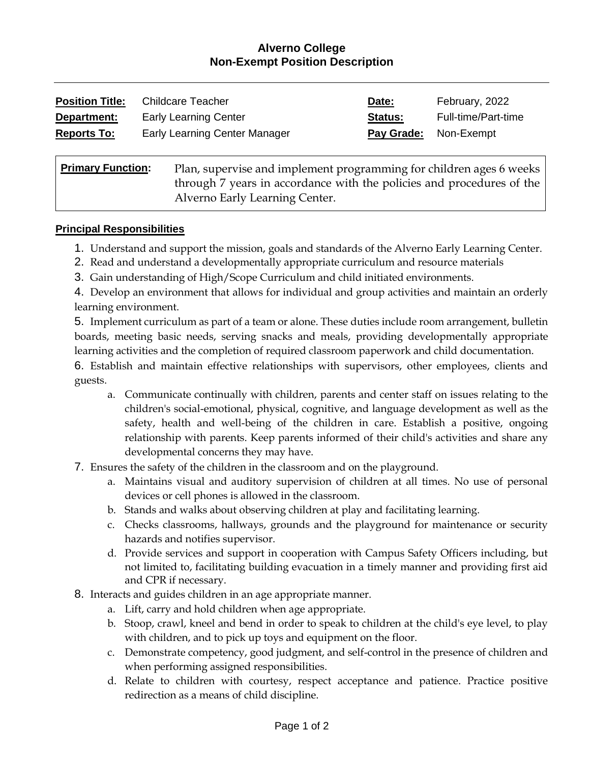# Alverno College
## Non-Exempt Position Description

| | | | |
|---|---|---|---|
| **Position Title:** | Childcare Teacher | **Date:** | February, 2022 |
| **Department:** | Early Learning Center | **Status:** | Full-time/Part-time |
| **Reports To:** | Early Learning Center Manager | **Pay Grade:** | Non-Exempt |

| | |
|---|---|
| **Primary Function:** | Plan, supervise and implement programming for children ages 6 weeks through 7 years in accordance with the policies and procedures of the Alverno Early Learning Center. |

**Principal Responsibilities**

1. Understand and support the mission, goals and standards of the Alverno Early Learning Center.
2. Read and understand a developmentally appropriate curriculum and resource materials
3. Gain understanding of High/Scope Curriculum and child initiated environments.
4. Develop an environment that allows for individual and group activities and maintain an orderly learning environment.
5. Implement curriculum as part of a team or alone. These duties include room arrangement, bulletin boards, meeting basic needs, serving snacks and meals, providing developmentally appropriate learning activities and the completion of required classroom paperwork and child documentation.
6. Establish and maintain effective relationships with supervisors, other employees, clients and guests.
   a. Communicate continually with children, parents and center staff on issues relating to the children's social-emotional, physical, cognitive, and language development as well as the safety, health and well-being of the children in care. Establish a positive, ongoing relationship with parents. Keep parents informed of their child's activities and share any developmental concerns they may have.
7. Ensures the safety of the children in the classroom and on the playground.
   a. Maintains visual and auditory supervision of children at all times. No use of personal devices or cell phones is allowed in the classroom.
   b. Stands and walks about observing children at play and facilitating learning.
   c. Checks classrooms, hallways, grounds and the playground for maintenance or security hazards and notifies supervisor.
   d. Provide services and support in cooperation with Campus Safety Officers including, but not limited to, facilitating building evacuation in a timely manner and providing first aid and CPR if necessary.
8. Interacts and guides children in an age appropriate manner.
   a. Lift, carry and hold children when age appropriate.
   b. Stoop, crawl, kneel and bend in order to speak to children at the child's eye level, to play with children, and to pick up toys and equipment on the floor.
   c. Demonstrate competency, good judgment, and self-control in the presence of children and when performing assigned responsibilities.
   d. Relate to children with courtesy, respect acceptance and patience. Practice positive redirection as a means of child discipline.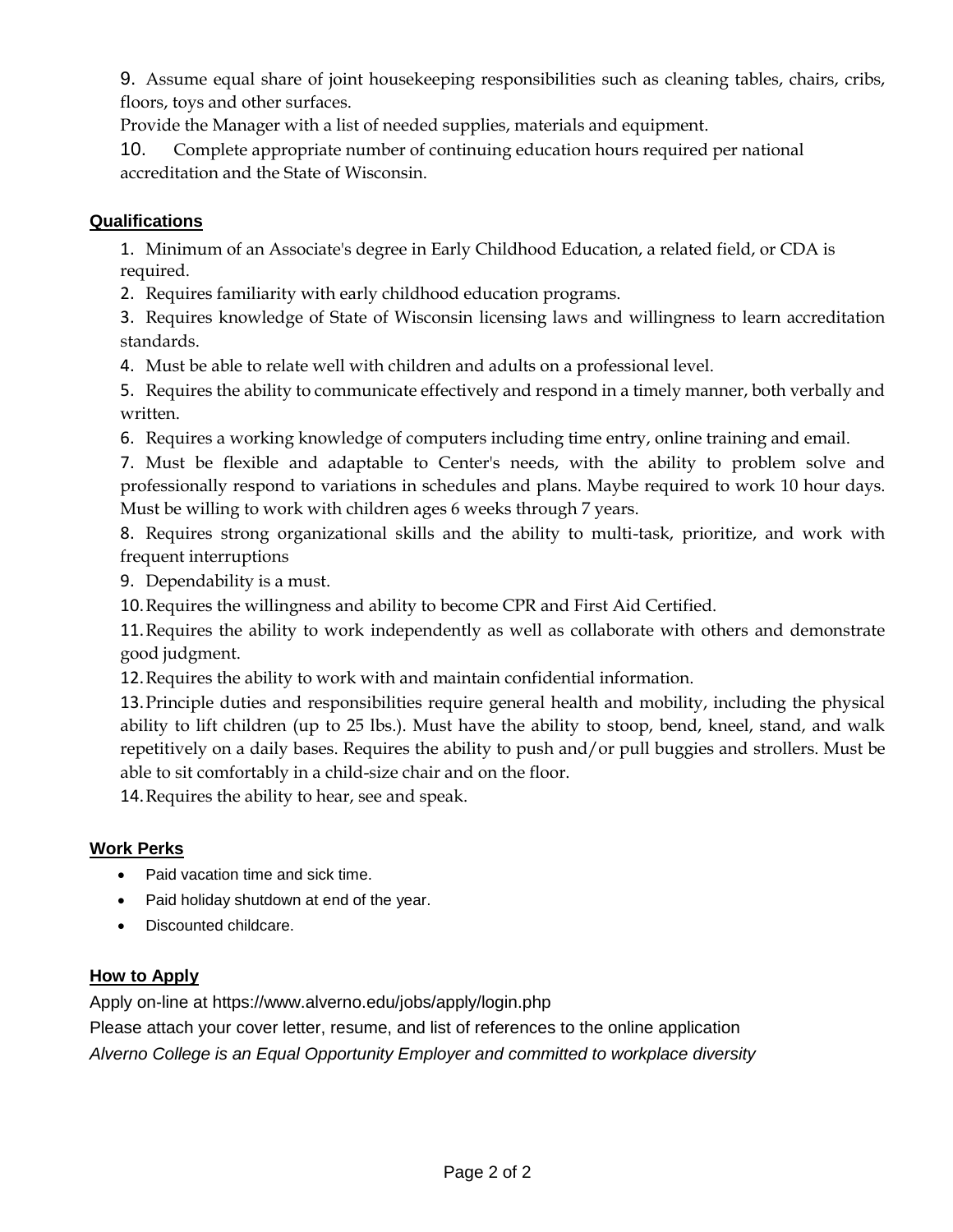9. Assume equal share of joint housekeeping responsibilities such as cleaning tables, chairs, cribs, floors, toys and other surfaces.

Provide the Manager with a list of needed supplies, materials and equipment.

10. Complete appropriate number of continuing education hours required per national accreditation and the State of Wisconsin.

## Qualifications

1. Minimum of an Associate's degree in Early Childhood Education, a related field, or CDA is required.
2. Requires familiarity with early childhood education programs.
3. Requires knowledge of State of Wisconsin licensing laws and willingness to learn accreditation standards.
4. Must be able to relate well with children and adults on a professional level.
5. Requires the ability to communicate effectively and respond in a timely manner, both verbally and written.
6. Requires a working knowledge of computers including time entry, online training and email.
7. Must be flexible and adaptable to Center's needs, with the ability to problem solve and professionally respond to variations in schedules and plans. Maybe required to work 10 hour days. Must be willing to work with children ages 6 weeks through 7 years.
8. Requires strong organizational skills and the ability to multi-task, prioritize, and work with frequent interruptions
9. Dependability is a must.
10. Requires the willingness and ability to become CPR and First Aid Certified.
11. Requires the ability to work independently as well as collaborate with others and demonstrate good judgment.
12. Requires the ability to work with and maintain confidential information.
13. Principle duties and responsibilities require general health and mobility, including the physical ability to lift children (up to 25 lbs.). Must have the ability to stoop, bend, kneel, stand, and walk repetitively on a daily bases. Requires the ability to push and/or pull buggies and strollers. Must be able to sit comfortably in a child-size chair and on the floor.
14. Requires the ability to hear, see and speak.

## Work Perks

- Paid vacation time and sick time.
- Paid holiday shutdown at end of the year.
- Discounted childcare.

## How to Apply

Apply on-line at https://www.alverno.edu/jobs/apply/login.php

Please attach your cover letter, resume, and list of references to the online application

*Alverno College is an Equal Opportunity Employer and committed to workplace diversity*